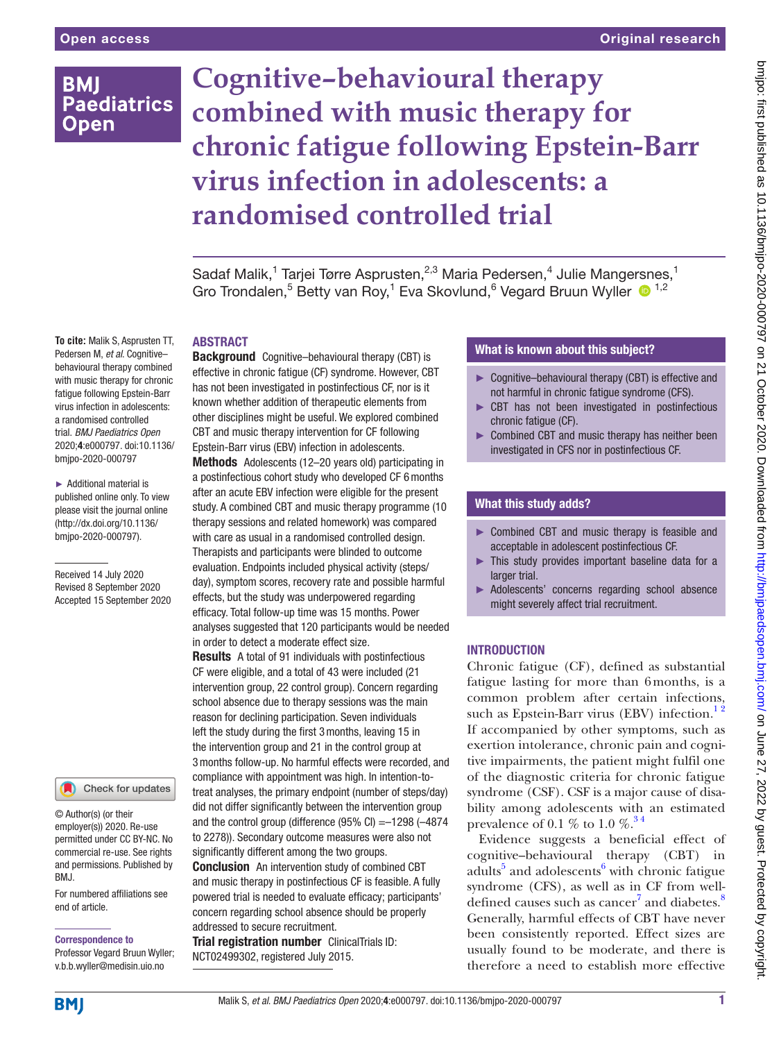# Cognitive–behavioural therapy combined with music therapy for chronic fatigue following Epstein-Barr virus infection in adolescents: a randomised controlled trial

Sadaf Malik,[1] Tarjei Tørre Asprusten,[2,3] Maria Pedersen,[4] Julie Mangersnes,[1] Gro Trondalen,[5] Betty van Roy,[1] Eva Skovlund,[6] Vegard Bruun Wyller[1,2]

**To cite:** Malik S, Asprusten TT, Pedersen M, *et al*. Cognitive–behavioural therapy combined with music therapy for chronic fatigue following Epstein-Barr virus infection in adolescents: a randomised controlled trial. *BMJ Paediatrics Open* 2020;**4**:e000797. doi:10.1136/bmjpo-2020-000797

► Additional material is published online only. To view please visit the journal online (http://dx.doi.org/10.1136/bmjpo-2020-000797).

Received 14 July 2020
Revised 8 September 2020
Accepted 15 September 2020

© Author(s) (or their employer(s)) 2020. Re-use permitted under CC BY-NC. No commercial re-use. See rights and permissions. Published by BMJ.

For numbered affiliations see end of article.

**Correspondence to**
Professor Vegard Bruun Wyller; v.b.b.wyller@medisin.uio.no

## ABSTRACT

**Background** Cognitive–behavioural therapy (CBT) is effective in chronic fatigue (CF) syndrome. However, CBT has not been investigated in postinfectious CF, nor is it known whether addition of therapeutic elements from other disciplines might be useful. We explored combined CBT and music therapy intervention for CF following Epstein-Barr virus (EBV) infection in adolescents.

**Methods** Adolescents (12–20 years old) participating in a postinfectious cohort study who developed CF 6 months after an acute EBV infection were eligible for the present study. A combined CBT and music therapy programme (10 therapy sessions and related homework) was compared with care as usual in a randomised controlled design. Therapists and participants were blinded to outcome evaluation. Endpoints included physical activity (steps/day), symptom scores, recovery rate and possible harmful effects, but the study was underpowered regarding efficacy. Total follow-up time was 15 months. Power analyses suggested that 120 participants would be needed in order to detect a moderate effect size.

**Results** A total of 91 individuals with postinfectious CF were eligible, and a total of 43 were included (21 intervention group, 22 control group). Concern regarding school absence due to therapy sessions was the main reason for declining participation. Seven individuals left the study during the first 3 months, leaving 15 in the intervention group and 21 in the control group at 3 months follow-up. No harmful effects were recorded, and compliance with appointment was high. In intention-to-treat analyses, the primary endpoint (number of steps/day) did not differ significantly between the intervention group and the control group (difference (95% CI) =–1298 (–4874 to 2278)). Secondary outcome measures were also not significantly different among the two groups.

**Conclusion** An intervention study of combined CBT and music therapy in postinfectious CF is feasible. A fully powered trial is needed to evaluate efficacy; participants' concern regarding school absence should be properly addressed to secure recruitment.

**Trial registration number** ClinicalTrials ID: NCT02499302, registered July 2015.

### What is known about this subject?

- Cognitive–behavioural therapy (CBT) is effective and not harmful in chronic fatigue syndrome (CFS).
- CBT has not been investigated in postinfectious chronic fatigue (CF).
- Combined CBT and music therapy has neither been investigated in CFS nor in postinfectious CF.

### What this study adds?

- Combined CBT and music therapy is feasible and acceptable in adolescent postinfectious CF.
- This study provides important baseline data for a larger trial.
- Adolescents' concerns regarding school absence might severely affect trial recruitment.

## INTRODUCTION

Chronic fatigue (CF), defined as substantial fatigue lasting for more than 6 months, is a common problem after certain infections, such as Epstein-Barr virus (EBV) infection.[1,2] If accompanied by other symptoms, such as exertion intolerance, chronic pain and cognitive impairments, the patient might fulfil one of the diagnostic criteria for chronic fatigue syndrome (CSF). CSF is a major cause of disability among adolescents with an estimated prevalence of 0.1 % to 1.0 %.[3,4]

Evidence suggests a beneficial effect of cognitive–behavioural therapy (CBT) in adults[5] and adolescents[6] with chronic fatigue syndrome (CFS), as well as in CF from well-defined causes such as cancer[7] and diabetes.[8] Generally, harmful effects of CBT have never been consistently reported. Effect sizes are usually found to be moderate, and there is therefore a need to establish more effective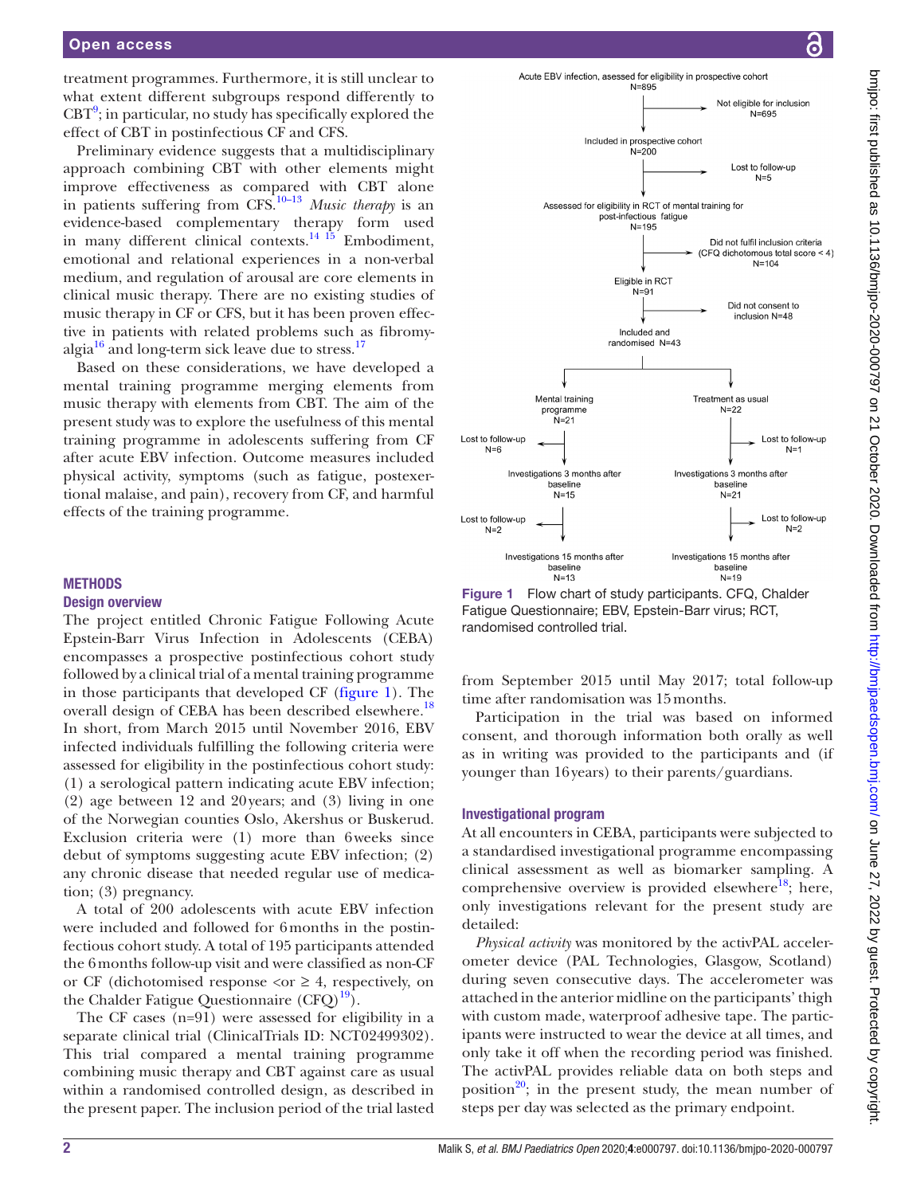treatment programmes. Furthermore, it is still unclear to what extent different subgroups respond differently to CBT[9]; in particular, no study has specifically explored the effect of CBT in postinfectious CF and CFS.

Preliminary evidence suggests that a multidisciplinary approach combining CBT with other elements might improve effectiveness as compared with CBT alone in patients suffering from CFS.[10–13] *Music therapy* is an evidence-based complementary therapy form used in many different clinical contexts.[14 15] Embodiment, emotional and relational experiences in a non-verbal medium, and regulation of arousal are core elements in clinical music therapy. There are no existing studies of music therapy in CF or CFS, but it has been proven effective in patients with related problems such as fibromyalgia[16] and long-term sick leave due to stress.[17]

Based on these considerations, we have developed a mental training programme merging elements from music therapy with elements from CBT. The aim of the present study was to explore the usefulness of this mental training programme in adolescents suffering from CF after acute EBV infection. Outcome measures included physical activity, symptoms (such as fatigue, postexertional malaise, and pain), recovery from CF, and harmful effects of the training programme.

## METHODS

### Design overview

The project entitled Chronic Fatigue Following Acute Epstein-Barr Virus Infection in Adolescents (CEBA) encompasses a prospective postinfectious cohort study followed by a clinical trial of a mental training programme in those participants that developed CF (figure 1). The overall design of CEBA has been described elsewhere.[18] In short, from March 2015 until November 2016, EBV infected individuals fulfilling the following criteria were assessed for eligibility in the postinfectious cohort study: (1) a serological pattern indicating acute EBV infection; (2) age between 12 and 20 years; and (3) living in one of the Norwegian counties Oslo, Akershus or Buskerud. Exclusion criteria were (1) more than 6 weeks since debut of symptoms suggesting acute EBV infection; (2) any chronic disease that needed regular use of medication; (3) pregnancy.

A total of 200 adolescents with acute EBV infection were included and followed for 6 months in the postinfectious cohort study. A total of 195 participants attended the 6 months follow-up visit and were classified as non-CF or CF (dichotomised response <or ≥ 4, respectively, on the Chalder Fatigue Questionnaire (CFQ)[19]).

The CF cases (n=91) were assessed for eligibility in a separate clinical trial (ClinicalTrials ID: NCT02499302). This trial compared a mental training programme combining music therapy and CBT against care as usual within a randomised controlled design, as described in the present paper. The inclusion period of the trial lasted from September 2015 until May 2017; total follow-up time after randomisation was 15 months.

Participation in the trial was based on informed consent, and thorough information both orally as well as in writing was provided to the participants and (if younger than 16 years) to their parents/guardians.

Acute EBV infection, assessed for eligibility in prospective cohort N=895
→ Not eligible for inclusion N=695
Included in prospective cohort N=200
→ Lost to follow-up N=5
Assessed for eligibility in RCT of mental training for post-infectious fatigue N=195
→ Did not fulfil inclusion criteria (CFQ dichotomous total score < 4) N=104
Eligible in RCT N=91
→ Did not consent to inclusion N=48
Included and randomised N=43

Mental training programme N=21 | Treatment as usual N=22
Lost to follow-up N=6 | Lost to follow-up N=1
Investigations 3 months after baseline N=15 | Investigations 3 months after baseline N=21
Lost to follow-up N=2 | Lost to follow-up N=2
Investigations 15 months after baseline N=13 | Investigations 15 months after baseline N=19

**Figure 1** Flow chart of study participants. CFQ, Chalder Fatigue Questionnaire; EBV, Epstein-Barr virus; RCT, randomised controlled trial.

### Investigational program

At all encounters in CEBA, participants were subjected to a standardised investigational programme encompassing clinical assessment as well as biomarker sampling. A comprehensive overview is provided elsewhere[18]; here, only investigations relevant for the present study are detailed:

*Physical activity* was monitored by the activPAL accelerometer device (PAL Technologies, Glasgow, Scotland) during seven consecutive days. The accelerometer was attached in the anterior midline on the participants' thigh with custom made, waterproof adhesive tape. The participants were instructed to wear the device at all times, and only take it off when the recording period was finished. The activPAL provides reliable data on both steps and position[20]; in the present study, the mean number of steps per day was selected as the primary endpoint.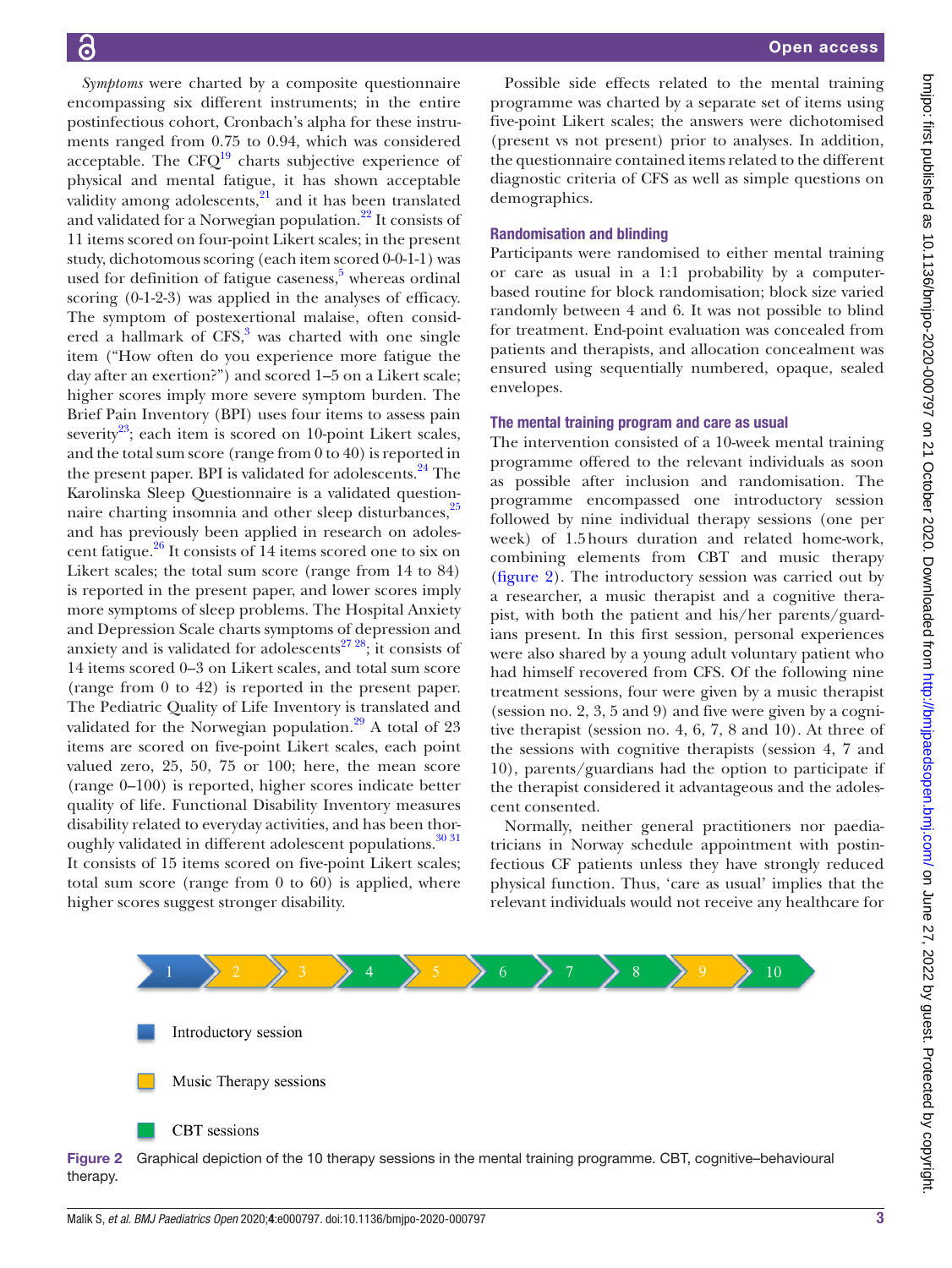*Symptoms* were charted by a composite questionnaire encompassing six different instruments; in the entire postinfectious cohort, Cronbach's alpha for these instruments ranged from 0.75 to 0.94, which was considered acceptable. The CFQ[19] charts subjective experience of physical and mental fatigue, it has shown acceptable validity among adolescents,[21] and it has been translated and validated for a Norwegian population.[22] It consists of 11 items scored on four-point Likert scales; in the present study, dichotomous scoring (each item scored 0-0-1-1) was used for definition of fatigue caseness,[5] whereas ordinal scoring (0-1-2-3) was applied in the analyses of efficacy. The symptom of postexertional malaise, often considered a hallmark of CFS,[3] was charted with one single item ("How often do you experience more fatigue the day after an exertion?") and scored 1–5 on a Likert scale; higher scores imply more severe symptom burden. The Brief Pain Inventory (BPI) uses four items to assess pain severity[23]; each item is scored on 10-point Likert scales, and the total sum score (range from 0 to 40) is reported in the present paper. BPI is validated for adolescents.[24] The Karolinska Sleep Questionnaire is a validated questionnaire charting insomnia and other sleep disturbances,[25] and has previously been applied in research on adolescent fatigue.[26] It consists of 14 items scored one to six on Likert scales; the total sum score (range from 14 to 84) is reported in the present paper, and lower scores imply more symptoms of sleep problems. The Hospital Anxiety and Depression Scale charts symptoms of depression and anxiety and is validated for adolescents[27,28]; it consists of 14 items scored 0–3 on Likert scales, and total sum score (range from 0 to 42) is reported in the present paper. The Pediatric Quality of Life Inventory is translated and validated for the Norwegian population.[29] A total of 23 items are scored on five-point Likert scales, each point valued zero, 25, 50, 75 or 100; here, the mean score (range 0–100) is reported, higher scores indicate better quality of life. Functional Disability Inventory measures disability related to everyday activities, and has been thoroughly validated in different adolescent populations.[30,31] It consists of 15 items scored on five-point Likert scales; total sum score (range from 0 to 60) is applied, where higher scores suggest stronger disability.

Possible side effects related to the mental training programme was charted by a separate set of items using five-point Likert scales; the answers were dichotomised (present vs not present) prior to analyses. In addition, the questionnaire contained items related to the different diagnostic criteria of CFS as well as simple questions on demographics.

## Randomisation and blinding

Participants were randomised to either mental training or care as usual in a 1:1 probability by a computer-based routine for block randomisation; block size varied randomly between 4 and 6. It was not possible to blind for treatment. End-point evaluation was concealed from patients and therapists, and allocation concealment was ensured using sequentially numbered, opaque, sealed envelopes.

## The mental training program and care as usual

The intervention consisted of a 10-week mental training programme offered to the relevant individuals as soon as possible after inclusion and randomisation. The programme encompassed one introductory session followed by nine individual therapy sessions (one per week) of 1.5 hours duration and related home-work, combining elements from CBT and music therapy (figure 2). The introductory session was carried out by a researcher, a music therapist and a cognitive therapist, with both the patient and his/her parents/guardians present. In this first session, personal experiences were also shared by a young adult voluntary patient who had himself recovered from CFS. Of the following nine treatment sessions, four were given by a music therapist (session no. 2, 3, 5 and 9) and five were given by a cognitive therapist (session no. 4, 6, 7, 8 and 10). At three of the sessions with cognitive therapists (session 4, 7 and 10), parents/guardians had the option to participate if the therapist considered it advantageous and the adolescent consented.

Normally, neither general practitioners nor paediatricians in Norway schedule appointment with postinfectious CF patients unless they have strongly reduced physical function. Thus, 'care as usual' implies that the relevant individuals would not receive any healthcare for

1 → 2 → 3 → 4 → 5 → 6 → 7 → 8 → 9 → 10

- Introductory session
- Music Therapy sessions
- CBT sessions

Figure 2 Graphical depiction of the 10 therapy sessions in the mental training programme. CBT, cognitive–behavioural therapy.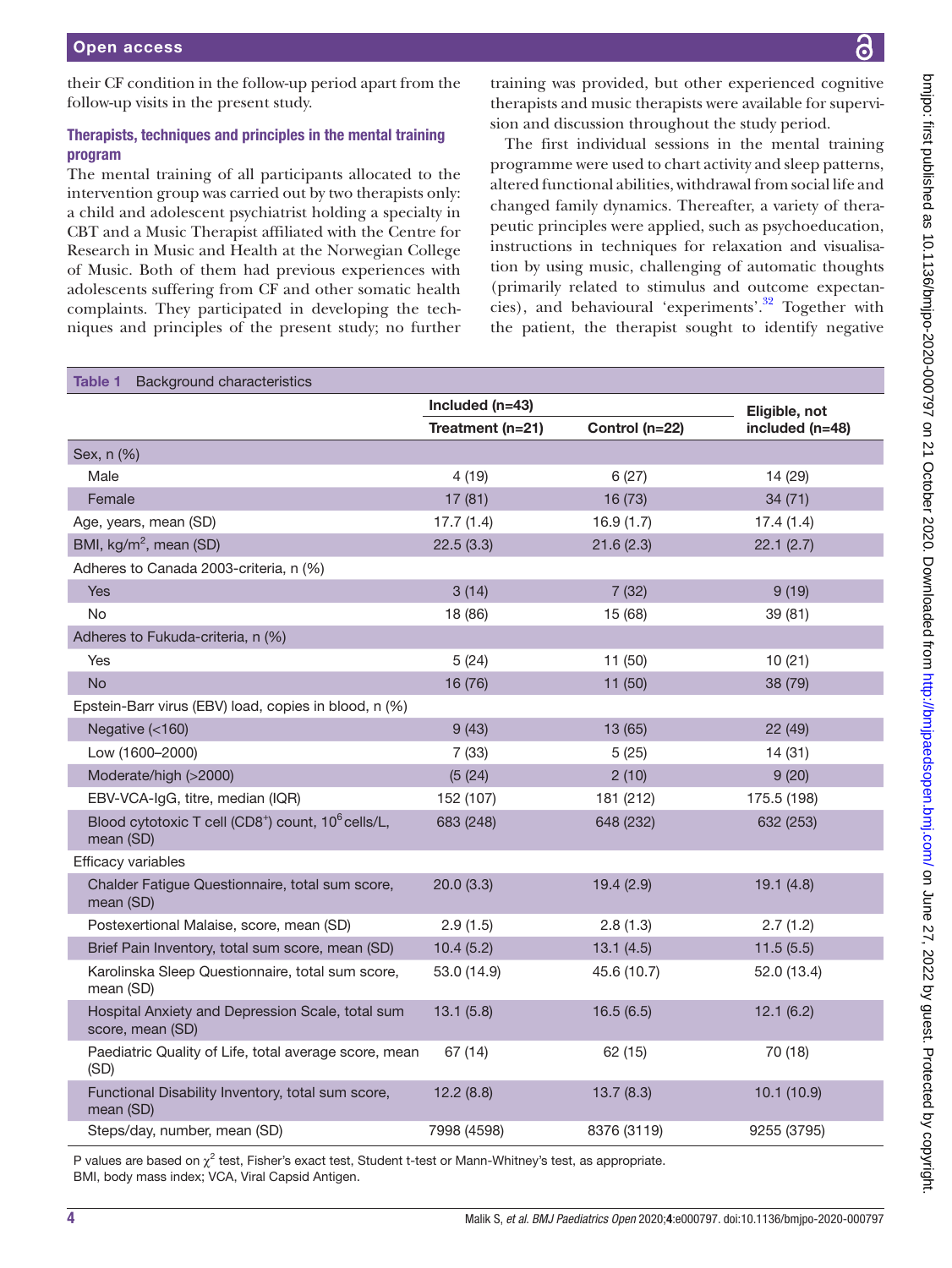their CF condition in the follow-up period apart from the follow-up visits in the present study.

### Therapists, techniques and principles in the mental training program

The mental training of all participants allocated to the intervention group was carried out by two therapists only: a child and adolescent psychiatrist holding a specialty in CBT and a Music Therapist affiliated with the Centre for Research in Music and Health at the Norwegian College of Music. Both of them had previous experiences with adolescents suffering from CF and other somatic health complaints. They participated in developing the techniques and principles of the present study; no further training was provided, but other experienced cognitive therapists and music therapists were available for supervision and discussion throughout the study period.

The first individual sessions in the mental training programme were used to chart activity and sleep patterns, altered functional abilities, withdrawal from social life and changed family dynamics. Thereafter, a variety of therapeutic principles were applied, such as psychoeducation, instructions in techniques for relaxation and visualisation by using music, challenging of automatic thoughts (primarily related to stimulus and outcome expectancies), and behavioural 'experiments'.[32] Together with the patient, the therapist sought to identify negative

**Table 1** Background characteristics

| | Included (n=43) | | Eligible, not included (n=48) |
|---|---|---|---|
| | Treatment (n=21) | Control (n=22) | |
| Sex, n (%) | | | |
| Male | 4 (19) | 6 (27) | 14 (29) |
| Female | 17 (81) | 16 (73) | 34 (71) |
| Age, years, mean (SD) | 17.7 (1.4) | 16.9 (1.7) | 17.4 (1.4) |
| BMI, kg/m$^2$, mean (SD) | 22.5 (3.3) | 21.6 (2.3) | 22.1 (2.7) |
| Adheres to Canada 2003-criteria, n (%) | | | |
| Yes | 3 (14) | 7 (32) | 9 (19) |
| No | 18 (86) | 15 (68) | 39 (81) |
| Adheres to Fukuda-criteria, n (%) | | | |
| Yes | 5 (24) | 11 (50) | 10 (21) |
| No | 16 (76) | 11 (50) | 38 (79) |
| Epstein-Barr virus (EBV) load, copies in blood, n (%) | | | |
| Negative (<160) | 9 (43) | 13 (65) | 22 (49) |
| Low (1600–2000) | 7 (33) | 5 (25) | 14 (31) |
| Moderate/high (>2000) | (5 (24) | 2 (10) | 9 (20) |
| EBV-VCA-IgG, titre, median (IQR) | 152 (107) | 181 (212) | 175.5 (198) |
| Blood cytotoxic T cell (CD8$^+$) count, $10^6$ cells/L, mean (SD) | 683 (248) | 648 (232) | 632 (253) |
| Efficacy variables | | | |
| Chalder Fatigue Questionnaire, total sum score, mean (SD) | 20.0 (3.3) | 19.4 (2.9) | 19.1 (4.8) |
| Postexertional Malaise, score, mean (SD) | 2.9 (1.5) | 2.8 (1.3) | 2.7 (1.2) |
| Brief Pain Inventory, total sum score, mean (SD) | 10.4 (5.2) | 13.1 (4.5) | 11.5 (5.5) |
| Karolinska Sleep Questionnaire, total sum score, mean (SD) | 53.0 (14.9) | 45.6 (10.7) | 52.0 (13.4) |
| Hospital Anxiety and Depression Scale, total sum score, mean (SD) | 13.1 (5.8) | 16.5 (6.5) | 12.1 (6.2) |
| Paediatric Quality of Life, total average score, mean (SD) | 67 (14) | 62 (15) | 70 (18) |
| Functional Disability Inventory, total sum score, mean (SD) | 12.2 (8.8) | 13.7 (8.3) | 10.1 (10.9) |
| Steps/day, number, mean (SD) | 7998 (4598) | 8376 (3119) | 9255 (3795) |

P values are based on $\chi^2$ test, Fisher's exact test, Student t-test or Mann-Whitney's test, as appropriate.
BMI, body mass index; VCA, Viral Capsid Antigen.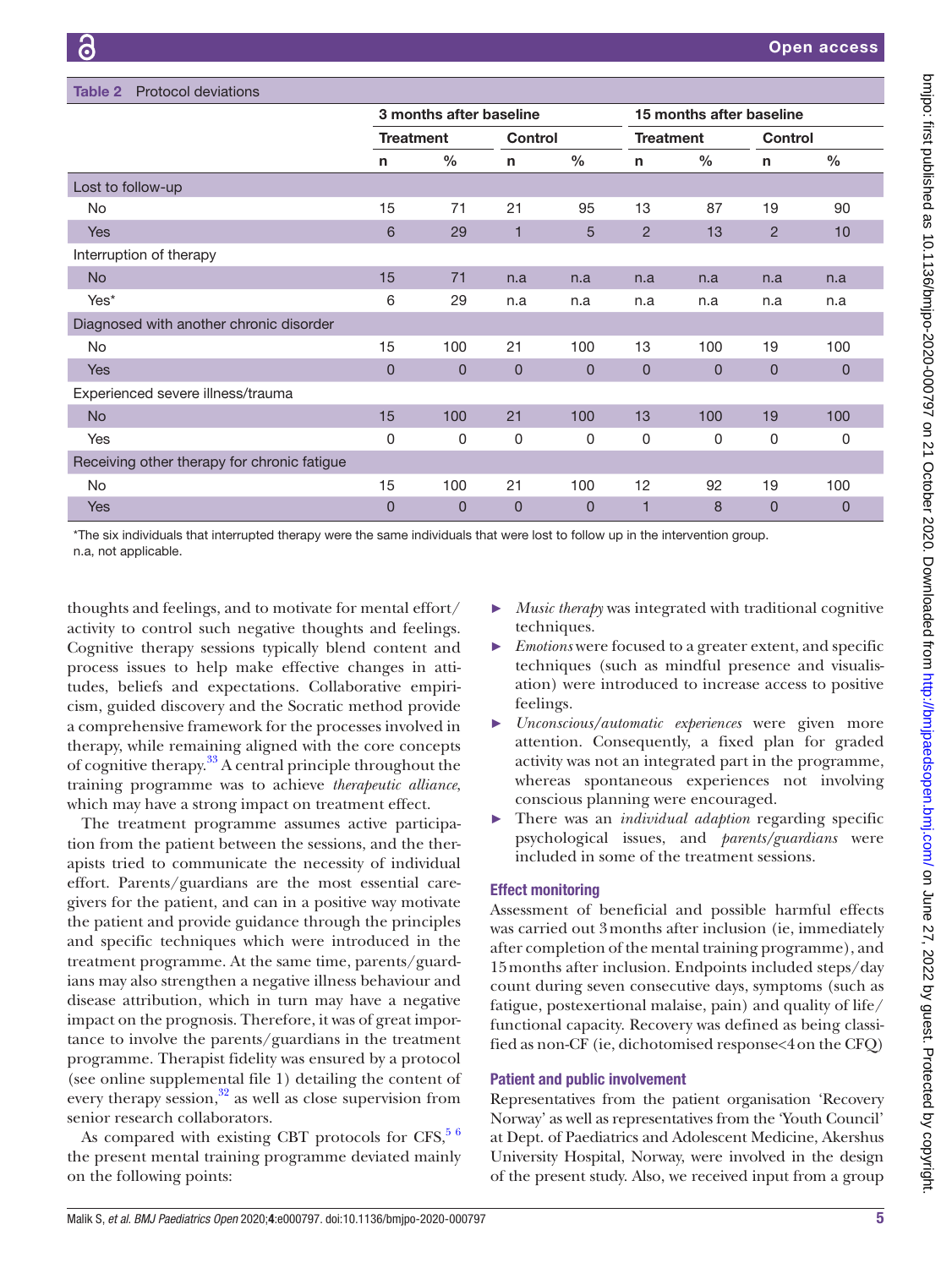Table 2 Protocol deviations

| | 3 months after baseline | | | | 15 months after baseline | | | |
|---|---|---|---|---|---|---|---|---|
| | Treatment | | Control | | Treatment | | Control | |
| | n | % | n | % | n | % | n | % |
| Lost to follow-up | | | | | | | | |
| No | 15 | 71 | 21 | 95 | 13 | 87 | 19 | 90 |
| Yes | 6 | 29 | 1 | 5 | 2 | 13 | 2 | 10 |
| Interruption of therapy | | | | | | | | |
| No | 15 | 71 | n.a | n.a | n.a | n.a | n.a | n.a |
| Yes* | 6 | 29 | n.a | n.a | n.a | n.a | n.a | n.a |
| Diagnosed with another chronic disorder | | | | | | | | |
| No | 15 | 100 | 21 | 100 | 13 | 100 | 19 | 100 |
| Yes | 0 | 0 | 0 | 0 | 0 | 0 | 0 | 0 |
| Experienced severe illness/trauma | | | | | | | | |
| No | 15 | 100 | 21 | 100 | 13 | 100 | 19 | 100 |
| Yes | 0 | 0 | 0 | 0 | 0 | 0 | 0 | 0 |
| Receiving other therapy for chronic fatigue | | | | | | | | |
| No | 15 | 100 | 21 | 100 | 12 | 92 | 19 | 100 |
| Yes | 0 | 0 | 0 | 0 | 1 | 8 | 0 | 0 |

*The six individuals that interrupted therapy were the same individuals that were lost to follow up in the intervention group.
n.a, not applicable.

thoughts and feelings, and to motivate for mental effort/activity to control such negative thoughts and feelings. Cognitive therapy sessions typically blend content and process issues to help make effective changes in attitudes, beliefs and expectations. Collaborative empiricism, guided discovery and the Socratic method provide a comprehensive framework for the processes involved in therapy, while remaining aligned with the core concepts of cognitive therapy.[33] A central principle throughout the training programme was to achieve *therapeutic alliance*, which may have a strong impact on treatment effect.

The treatment programme assumes active participation from the patient between the sessions, and the therapists tried to communicate the necessity of individual effort. Parents/guardians are the most essential caregivers for the patient, and can in a positive way motivate the patient and provide guidance through the principles and specific techniques which were introduced in the treatment programme. At the same time, parents/guardians may also strengthen a negative illness behaviour and disease attribution, which in turn may have a negative impact on the prognosis. Therefore, it was of great importance to involve the parents/guardians in the treatment programme. Therapist fidelity was ensured by a protocol (see online supplemental file 1) detailing the content of every therapy session,[32] as well as close supervision from senior research collaborators.

As compared with existing CBT protocols for CFS,[5 6] the present mental training programme deviated mainly on the following points:

- *Music therapy* was integrated with traditional cognitive techniques.
- *Emotions* were focused to a greater extent, and specific techniques (such as mindful presence and visualisation) were introduced to increase access to positive feelings.
- *Unconscious/automatic experiences* were given more attention. Consequently, a fixed plan for graded activity was not an integrated part in the programme, whereas spontaneous experiences not involving conscious planning were encouraged.
- There was an *individual adaption* regarding specific psychological issues, and *parents/guardians* were included in some of the treatment sessions.

### Effect monitoring

Assessment of beneficial and possible harmful effects was carried out 3 months after inclusion (ie, immediately after completion of the mental training programme), and 15 months after inclusion. Endpoints included steps/day count during seven consecutive days, symptoms (such as fatigue, postexertional malaise, pain) and quality of life/functional capacity. Recovery was defined as being classified as non-CF (ie, dichotomised response<4 on the CFQ)

### Patient and public involvement

Representatives from the patient organisation 'Recovery Norway' as well as representatives from the 'Youth Council' at Dept. of Paediatrics and Adolescent Medicine, Akershus University Hospital, Norway, were involved in the design of the present study. Also, we received input from a group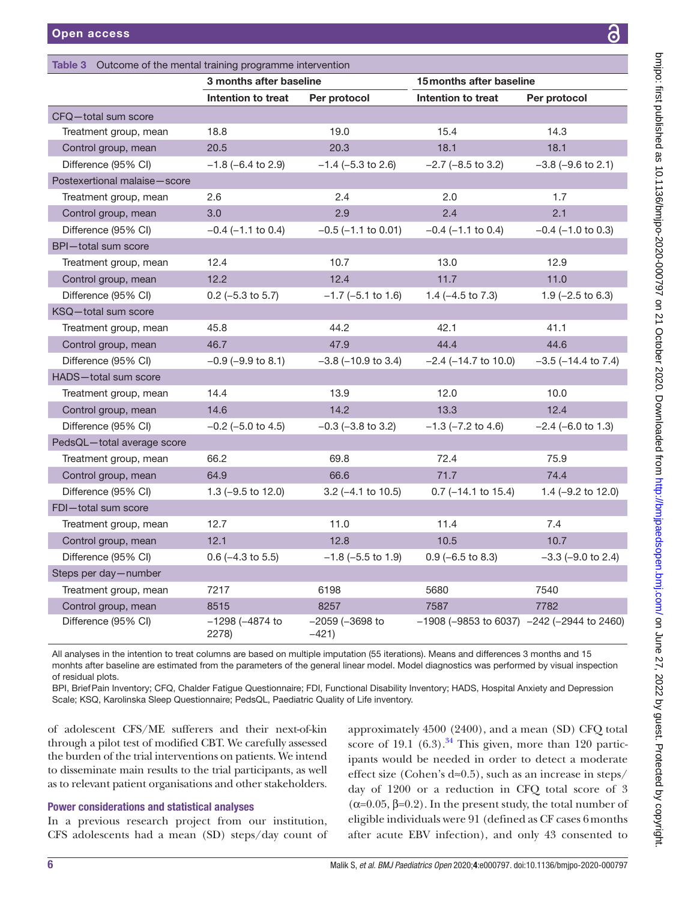Table 3 Outcome of the mental training programme intervention

| | 3 months after baseline | | 15 months after baseline | |
|---|---|---|---|---|
| | Intention to treat | Per protocol | Intention to treat | Per protocol |
| **CFQ—total sum score** | | | | |
| Treatment group, mean | 18.8 | 19.0 | 15.4 | 14.3 |
| Control group, mean | 20.5 | 20.3 | 18.1 | 18.1 |
| Difference (95% CI) | −1.8 (−6.4 to 2.9) | −1.4 (−5.3 to 2.6) | −2.7 (−8.5 to 3.2) | −3.8 (−9.6 to 2.1) |
| **Postexertional malaise—score** | | | | |
| Treatment group, mean | 2.6 | 2.4 | 2.0 | 1.7 |
| Control group, mean | 3.0 | 2.9 | 2.4 | 2.1 |
| Difference (95% CI) | −0.4 (−1.1 to 0.4) | −0.5 (−1.1 to 0.01) | −0.4 (−1.1 to 0.4) | −0.4 (−1.0 to 0.3) |
| **BPI—total sum score** | | | | |
| Treatment group, mean | 12.4 | 10.7 | 13.0 | 12.9 |
| Control group, mean | 12.2 | 12.4 | 11.7 | 11.0 |
| Difference (95% CI) | 0.2 (−5.3 to 5.7) | −1.7 (−5.1 to 1.6) | 1.4 (−4.5 to 7.3) | 1.9 (−2.5 to 6.3) |
| **KSQ—total sum score** | | | | |
| Treatment group, mean | 45.8 | 44.2 | 42.1 | 41.1 |
| Control group, mean | 46.7 | 47.9 | 44.4 | 44.6 |
| Difference (95% CI) | −0.9 (−9.9 to 8.1) | −3.8 (−10.9 to 3.4) | −2.4 (−14.7 to 10.0) | −3.5 (−14.4 to 7.4) |
| **HADS—total sum score** | | | | |
| Treatment group, mean | 14.4 | 13.9 | 12.0 | 10.0 |
| Control group, mean | 14.6 | 14.2 | 13.3 | 12.4 |
| Difference (95% CI) | −0.2 (−5.0 to 4.5) | −0.3 (−3.8 to 3.2) | −1.3 (−7.2 to 4.6) | −2.4 (−6.0 to 1.3) |
| **PedsQL—total average score** | | | | |
| Treatment group, mean | 66.2 | 69.8 | 72.4 | 75.9 |
| Control group, mean | 64.9 | 66.6 | 71.7 | 74.4 |
| Difference (95% CI) | 1.3 (−9.5 to 12.0) | 3.2 (−4.1 to 10.5) | 0.7 (−14.1 to 15.4) | 1.4 (−9.2 to 12.0) |
| **FDI—total sum score** | | | | |
| Treatment group, mean | 12.7 | 11.0 | 11.4 | 7.4 |
| Control group, mean | 12.1 | 12.8 | 10.5 | 10.7 |
| Difference (95% CI) | 0.6 (−4.3 to 5.5) | −1.8 (−5.5 to 1.9) | 0.9 (−6.5 to 8.3) | −3.3 (−9.0 to 2.4) |
| **Steps per day—number** | | | | |
| Treatment group, mean | 7217 | 6198 | 5680 | 7540 |
| Control group, mean | 8515 | 8257 | 7587 | 7782 |
| Difference (95% CI) | −1298 (−4874 to 2278) | −2059 (−3698 to −421) | −1908 (−9853 to 6037) | −242 (−2944 to 2460) |

All analyses in the intention to treat columns are based on multiple imputation (55 iterations). Means and differences 3 months and 15 monhts after baseline are estimated from the parameters of the general linear model. Model diagnostics was performed by visual inspection of residual plots.

BPI, Brief Pain Inventory; CFQ, Chalder Fatigue Questionnaire; FDI, Functional Disability Inventory; HADS, Hospital Anxiety and Depression Scale; KSQ, Karolinska Sleep Questionnaire; PedsQL, Paediatric Quality of Life inventory.

of adolescent CFS/ME sufferers and their next-of-kin through a pilot test of modified CBT. We carefully assessed the burden of the trial interventions on patients. We intend to disseminate main results to the trial participants, as well as to relevant patient organisations and other stakeholders.

### Power considerations and statistical analyses

In a previous research project from our institution, CFS adolescents had a mean (SD) steps/day count of approximately 4500 (2400), and a mean (SD) CFQ total score of 19.1 (6.3).[34] This given, more than 120 participants would be needed in order to detect a moderate effect size (Cohen's d≈0.5), such as an increase in steps/day of 1200 or a reduction in CFQ total score of 3 ($\alpha$=0.05, $\beta$=0.2). In the present study, the total number of eligible individuals were 91 (defined as CF cases 6 months after acute EBV infection), and only 43 consented to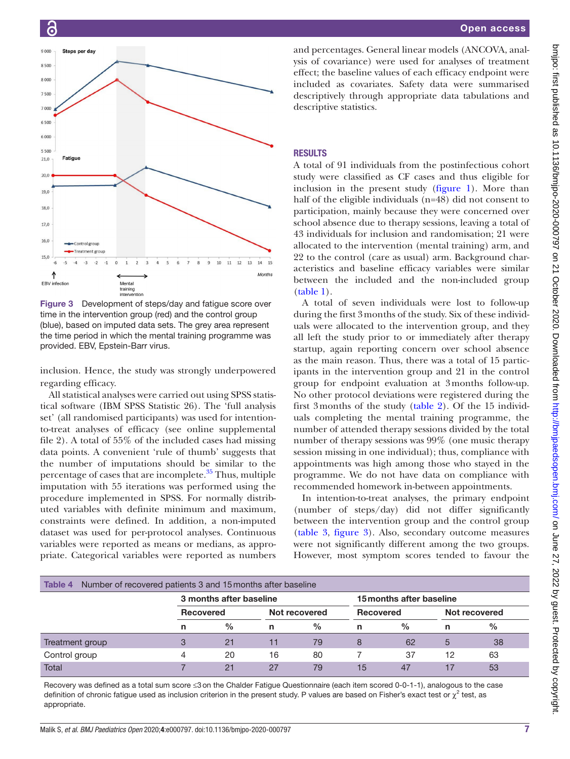Figure 3 Development of steps/day and fatigue score over time in the intervention group (red) and the control group (blue), based on imputed data sets. The grey area represent the time period in which the mental training programme was provided. EBV, Epstein-Barr virus.

inclusion. Hence, the study was strongly underpowered regarding efficacy.

All statistical analyses were carried out using SPSS statistical software (IBM SPSS Statistic 26). The 'full analysis set' (all randomised participants) was used for intention-to-treat analyses of efficacy (see online supplemental file 2). A total of 55% of the included cases had missing data points. A convenient 'rule of thumb' suggests that the number of imputations should be similar to the percentage of cases that are incomplete.[35] Thus, multiple imputation with 55 iterations was performed using the procedure implemented in SPSS. For normally distributed variables with definite minimum and maximum, constraints were defined. In addition, a non-imputed dataset was used for per-protocol analyses. Continuous variables were reported as means or medians, as appropriate. Categorical variables were reported as numbers and percentages. General linear models (ANCOVA, analysis of covariance) were used for analyses of treatment effect; the baseline values of each efficacy endpoint were included as covariates. Safety data were summarised descriptively through appropriate data tabulations and descriptive statistics.

## RESULTS

A total of 91 individuals from the postinfectious cohort study were classified as CF cases and thus eligible for inclusion in the present study (figure 1). More than half of the eligible individuals (n=48) did not consent to participation, mainly because they were concerned over school absence due to therapy sessions, leaving a total of 43 individuals for inclusion and randomisation; 21 were allocated to the intervention (mental training) arm, and 22 to the control (care as usual) arm. Background characteristics and baseline efficacy variables were similar between the included and the non-included group (table 1).

A total of seven individuals were lost to follow-up during the first 3 months of the study. Six of these individuals were allocated to the intervention group, and they all left the study prior to or immediately after therapy startup, again reporting concern over school absence as the main reason. Thus, there was a total of 15 participants in the intervention group and 21 in the control group for endpoint evaluation at 3 months follow-up. No other protocol deviations were registered during the first 3 months of the study (table 2). Of the 15 individuals completing the mental training programme, the number of attended therapy sessions divided by the total number of therapy sessions was 99% (one music therapy session missing in one individual); thus, compliance with appointments was high among those who stayed in the programme. We do not have data on compliance with recommended homework in-between appointments.

In intention-to-treat analyses, the primary endpoint (number of steps/day) did not differ significantly between the intervention group and the control group (table 3, figure 3). Also, secondary outcome measures were not significantly different among the two groups. However, most symptom scores tended to favour the

Table 4 Number of recovered patients 3 and 15 months after baseline

| | 3 months after baseline | | | | 15 months after baseline | | | |
|---|---|---|---|---|---|---|---|---|
| | Recovered | | Not recovered | | Recovered | | Not recovered | |
| | n | % | n | % | n | % | n | % |
| Treatment group | 3 | 21 | 11 | 79 | 8 | 62 | 5 | 38 |
| Control group | 4 | 20 | 16 | 80 | 7 | 37 | 12 | 63 |
| Total | 7 | 21 | 27 | 79 | 15 | 47 | 17 | 53 |

Recovery was defined as a total sum score ≤3 on the Chalder Fatigue Questionnaire (each item scored 0-0-1-1), analogous to the case definition of chronic fatigue used as inclusion criterion in the present study. P values are based on Fisher's exact test or $\chi^2$ test, as appropriate.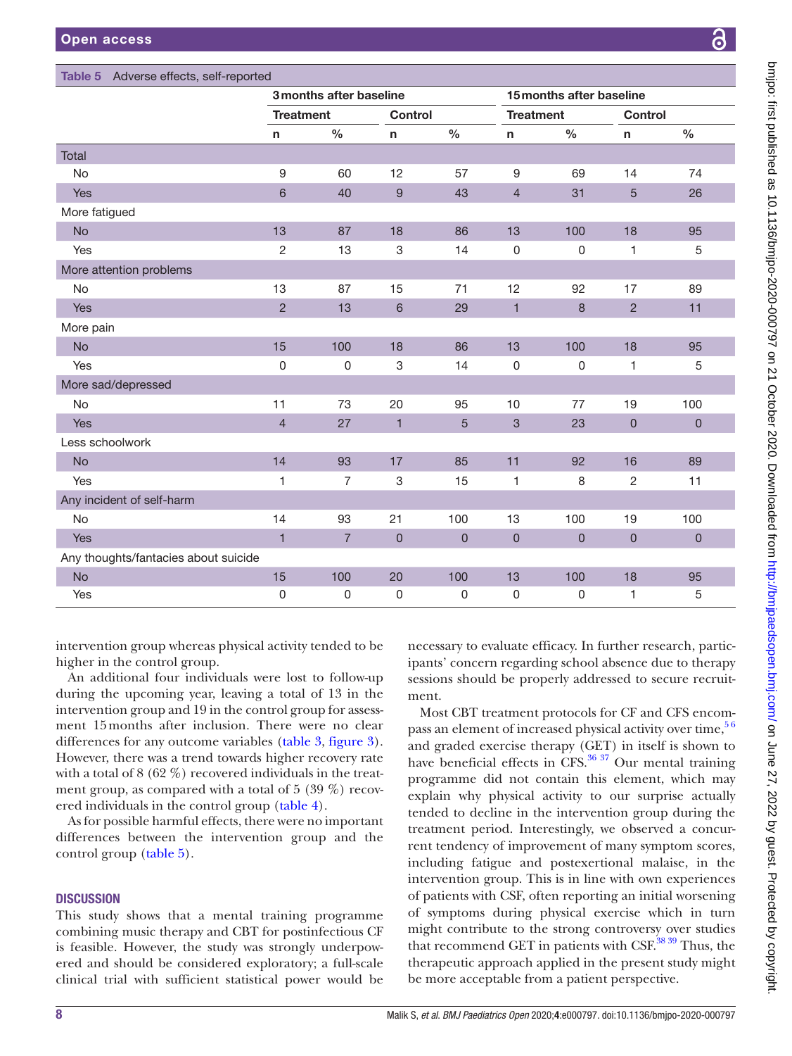Table 5 Adverse effects, self-reported

| | 3 months after baseline | | | | 15 months after baseline | | | |
|---|---|---|---|---|---|---|---|---|
| | Treatment | | Control | | Treatment | | Control | |
| | n | % | n | % | n | % | n | % |
| **Total** | | | | | | | | |
| No | 9 | 60 | 12 | 57 | 9 | 69 | 14 | 74 |
| Yes | 6 | 40 | 9 | 43 | 4 | 31 | 5 | 26 |
| **More fatigued** | | | | | | | | |
| No | 13 | 87 | 18 | 86 | 13 | 100 | 18 | 95 |
| Yes | 2 | 13 | 3 | 14 | 0 | 0 | 1 | 5 |
| **More attention problems** | | | | | | | | |
| No | 13 | 87 | 15 | 71 | 12 | 92 | 17 | 89 |
| Yes | 2 | 13 | 6 | 29 | 1 | 8 | 2 | 11 |
| **More pain** | | | | | | | | |
| No | 15 | 100 | 18 | 86 | 13 | 100 | 18 | 95 |
| Yes | 0 | 0 | 3 | 14 | 0 | 0 | 1 | 5 |
| **More sad/depressed** | | | | | | | | |
| No | 11 | 73 | 20 | 95 | 10 | 77 | 19 | 100 |
| Yes | 4 | 27 | 1 | 5 | 3 | 23 | 0 | 0 |
| **Less schoolwork** | | | | | | | | |
| No | 14 | 93 | 17 | 85 | 11 | 92 | 16 | 89 |
| Yes | 1 | 7 | 3 | 15 | 1 | 8 | 2 | 11 |
| **Any incident of self-harm** | | | | | | | | |
| No | 14 | 93 | 21 | 100 | 13 | 100 | 19 | 100 |
| Yes | 1 | 7 | 0 | 0 | 0 | 0 | 0 | 0 |
| **Any thoughts/fantacies about suicide** | | | | | | | | |
| No | 15 | 100 | 20 | 100 | 13 | 100 | 18 | 95 |
| Yes | 0 | 0 | 0 | 0 | 0 | 0 | 1 | 5 |

intervention group whereas physical activity tended to be higher in the control group.

An additional four individuals were lost to follow-up during the upcoming year, leaving a total of 13 in the intervention group and 19 in the control group for assessment 15 months after inclusion. There were no clear differences for any outcome variables (table 3, figure 3). However, there was a trend towards higher recovery rate with a total of 8 (62 %) recovered individuals in the treatment group, as compared with a total of 5 (39 %) recovered individuals in the control group (table 4).

As for possible harmful effects, there were no important differences between the intervention group and the control group (table 5).

## DISCUSSION

This study shows that a mental training programme combining music therapy and CBT for postinfectious CF is feasible. However, the study was strongly underpowered and should be considered exploratory; a full-scale clinical trial with sufficient statistical power would be necessary to evaluate efficacy. In further research, participants' concern regarding school absence due to therapy sessions should be properly addressed to secure recruitment.

Most CBT treatment protocols for CF and CFS encompass an element of increased physical activity over time,[5,6] and graded exercise therapy (GET) in itself is shown to have beneficial effects in CFS.[36,37] Our mental training programme did not contain this element, which may explain why physical activity to our surprise actually tended to decline in the intervention group during the treatment period. Interestingly, we observed a concurrent tendency of improvement of many symptom scores, including fatigue and postexertional malaise, in the intervention group. This is in line with own experiences of patients with CSF, often reporting an initial worsening of symptoms during physical exercise which in turn might contribute to the strong controversy over studies that recommend GET in patients with CSF.[38,39] Thus, the therapeutic approach applied in the present study might be more acceptable from a patient perspective.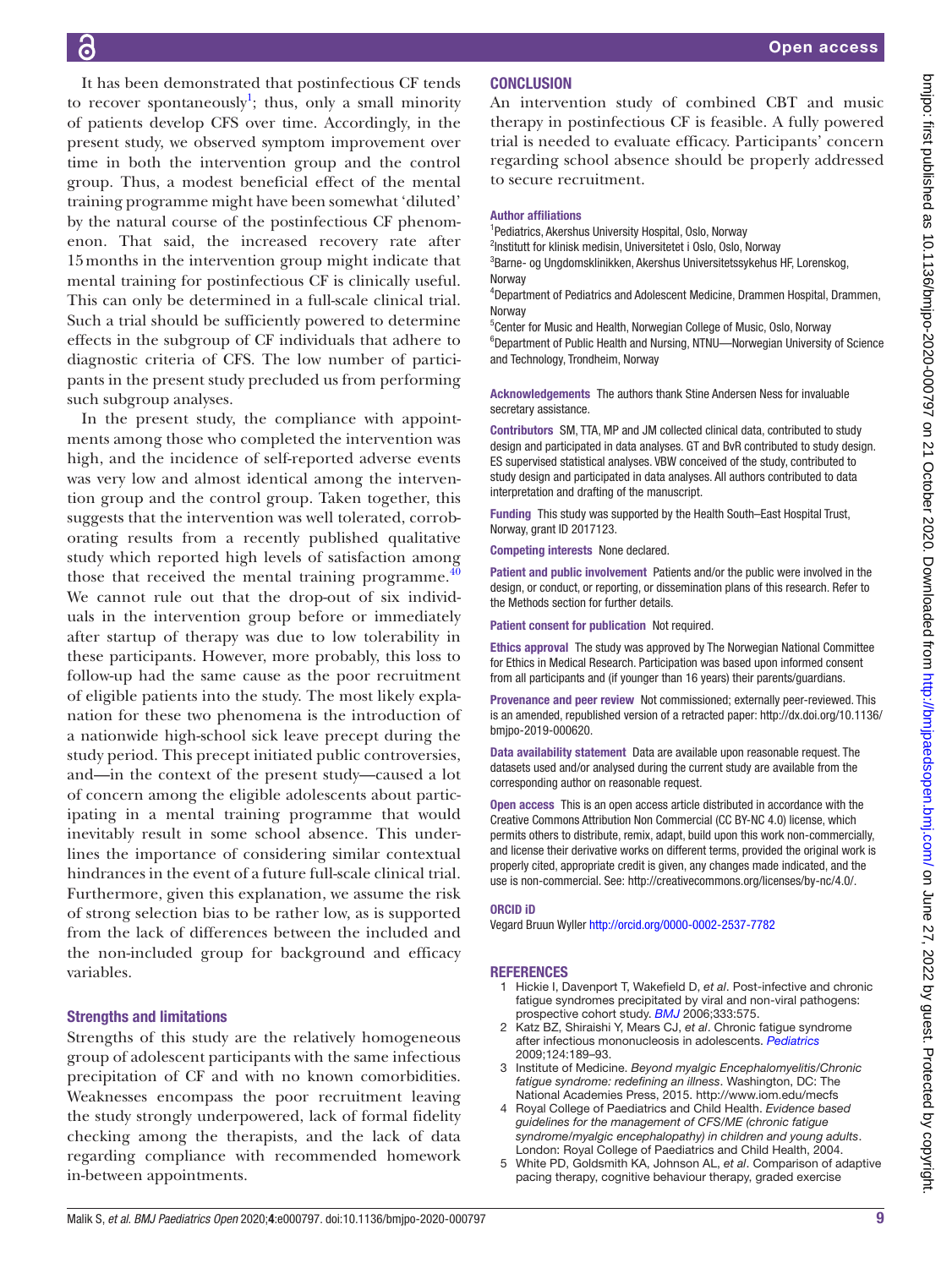It has been demonstrated that postinfectious CF tends to recover spontaneously[1]; thus, only a small minority of patients develop CFS over time. Accordingly, in the present study, we observed symptom improvement over time in both the intervention group and the control group. Thus, a modest beneficial effect of the mental training programme might have been somewhat 'diluted' by the natural course of the postinfectious CF phenomenon. That said, the increased recovery rate after 15 months in the intervention group might indicate that mental training for postinfectious CF is clinically useful. This can only be determined in a full-scale clinical trial. Such a trial should be sufficiently powered to determine effects in the subgroup of CF individuals that adhere to diagnostic criteria of CFS. The low number of participants in the present study precluded us from performing such subgroup analyses.

In the present study, the compliance with appointments among those who completed the intervention was high, and the incidence of self-reported adverse events was very low and almost identical among the intervention group and the control group. Taken together, this suggests that the intervention was well tolerated, corroborating results from a recently published qualitative study which reported high levels of satisfaction among those that received the mental training programme.[40] We cannot rule out that the drop-out of six individuals in the intervention group before or immediately after startup of therapy was due to low tolerability in these participants. However, more probably, this loss to follow-up had the same cause as the poor recruitment of eligible patients into the study. The most likely explanation for these two phenomena is the introduction of a nationwide high-school sick leave precept during the study period. This precept initiated public controversies, and—in the context of the present study—caused a lot of concern among the eligible adolescents about participating in a mental training programme that would inevitably result in some school absence. This underlines the importance of considering similar contextual hindrances in the event of a future full-scale clinical trial. Furthermore, given this explanation, we assume the risk of strong selection bias to be rather low, as is supported from the lack of differences between the included and the non-included group for background and efficacy variables.

### Strengths and limitations

Strengths of this study are the relatively homogeneous group of adolescent participants with the same infectious precipitation of CF and with no known comorbidities. Weaknesses encompass the poor recruitment leaving the study strongly underpowered, lack of formal fidelity checking among the therapists, and the lack of data regarding compliance with recommended homework in-between appointments.

## CONCLUSION

An intervention study of combined CBT and music therapy in postinfectious CF is feasible. A fully powered trial is needed to evaluate efficacy. Participants' concern regarding school absence should be properly addressed to secure recruitment.

**Author affiliations**

[1]Pediatrics, Akershus University Hospital, Oslo, Norway
[2]Institutt for klinisk medisin, Universitetet i Oslo, Oslo, Norway
[3]Barne- og Ungdomsklinikken, Akershus Universitetssykehus HF, Lorenskog, Norway
[4]Department of Pediatrics and Adolescent Medicine, Drammen Hospital, Drammen, Norway
[5]Center for Music and Health, Norwegian College of Music, Oslo, Norway
[6]Department of Public Health and Nursing, NTNU—Norwegian University of Science and Technology, Trondheim, Norway

**Acknowledgements** The authors thank Stine Andersen Ness for invaluable secretary assistance.

**Contributors** SM, TTA, MP and JM collected clinical data, contributed to study design and participated in data analyses. GT and BvR contributed to study design. ES supervised statistical analyses. VBW conceived of the study, contributed to study design and participated in data analyses. All authors contributed to data interpretation and drafting of the manuscript.

**Funding** This study was supported by the Health South–East Hospital Trust, Norway, grant ID 2017123.

**Competing interests** None declared.

**Patient and public involvement** Patients and/or the public were involved in the design, or conduct, or reporting, or dissemination plans of this research. Refer to the Methods section for further details.

**Patient consent for publication** Not required.

**Ethics approval** The study was approved by The Norwegian National Committee for Ethics in Medical Research. Participation was based upon informed consent from all participants and (if younger than 16 years) their parents/guardians.

**Provenance and peer review** Not commissioned; externally peer-reviewed. This is an amended, republished version of a retracted paper: http://dx.doi.org/10.1136/bmjpo-2019-000620.

**Data availability statement** Data are available upon reasonable request. The datasets used and/or analysed during the current study are available from the corresponding author on reasonable request.

**Open access** This is an open access article distributed in accordance with the Creative Commons Attribution Non Commercial (CC BY-NC 4.0) license, which permits others to distribute, remix, adapt, build upon this work non-commercially, and license their derivative works on different terms, provided the original work is properly cited, appropriate credit is given, any changes made indicated, and the use is non-commercial. See: http://creativecommons.org/licenses/by-nc/4.0/.

**ORCID iD**

Vegard Bruun Wyller http://orcid.org/0000-0002-2537-7782

## REFERENCES

1. Hickie I, Davenport T, Wakefield D, *et al*. Post-infective and chronic fatigue syndromes precipitated by viral and non-viral pathogens: prospective cohort study. *BMJ* 2006;333:575.
2. Katz BZ, Shiraishi Y, Mears CJ, *et al*. Chronic fatigue syndrome after infectious mononucleosis in adolescents. *Pediatrics* 2009;124:189–93.
3. Institute of Medicine. *Beyond myalgic Encephalomyelitis/Chronic fatigue syndrome: redefining an illness*. Washington, DC: The National Academies Press, 2015. http://www.iom.edu/mecfs
4. Royal College of Paediatrics and Child Health. *Evidence based guidelines for the management of CFS/ME (chronic fatigue syndrome/myalgic encephalopathy) in children and young adults*. London: Royal College of Paediatrics and Child Health, 2004.
5. White PD, Goldsmith KA, Johnson AL, *et al*. Comparison of adaptive pacing therapy, cognitive behaviour therapy, graded exercise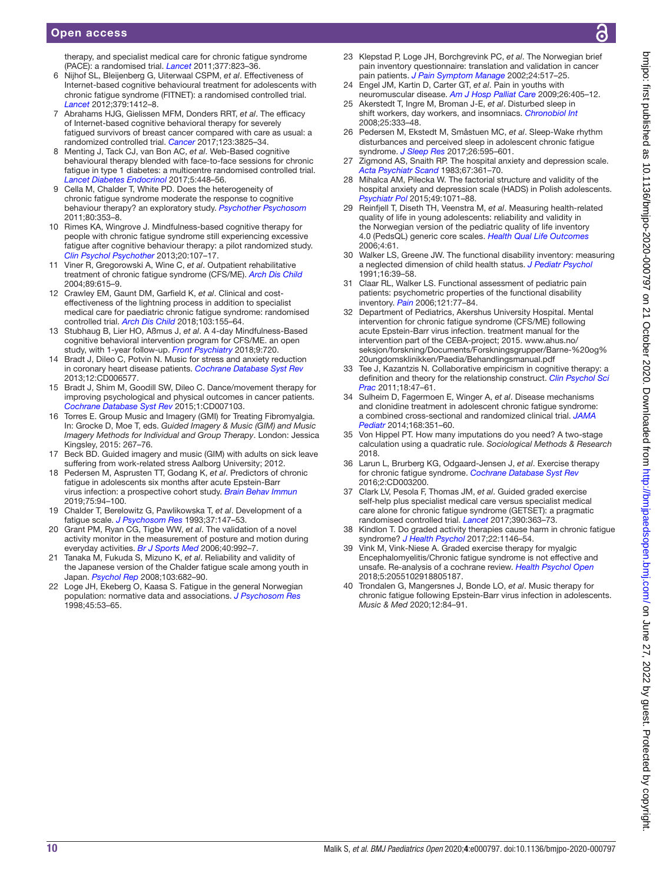therapy, and specialist medical care for chronic fatigue syndrome (PACE): a randomised trial. *Lancet* 2011;377:823–36.

6 Nijhof SL, Bleijenberg G, Uiterwaal CSPM, *et al*. Effectiveness of Internet-based cognitive behavioural treatment for adolescents with chronic fatigue syndrome (FITNET): a randomised controlled trial. *Lancet* 2012;379:1412–8.
7 Abrahams HJG, Gielissen MFM, Donders RRT, *et al*. The efficacy of Internet-based cognitive behavioral therapy for severely fatigued survivors of breast cancer compared with care as usual: a randomized controlled trial. *Cancer* 2017;123:3825–34.
8 Menting J, Tack CJ, van Bon AC, *et al*. Web-Based cognitive behavioural therapy blended with face-to-face sessions for chronic fatigue in type 1 diabetes: a multicentre randomised controlled trial. *Lancet Diabetes Endocrinol* 2017;5:448–56.
9 Cella M, Chalder T, White PD. Does the heterogeneity of chronic fatigue syndrome moderate the response to cognitive behaviour therapy? an exploratory study. *Psychother Psychosom* 2011;80:353–8.
10 Rimes KA, Wingrove J. Mindfulness-based cognitive therapy for people with chronic fatigue syndrome still experiencing excessive fatigue after cognitive behaviour therapy: a pilot randomized study. *Clin Psychol Psychother* 2013;20:107–17.
11 Viner R, Gregorowski A, Wine C, *et al*. Outpatient rehabilitative treatment of chronic fatigue syndrome (CFS/ME). *Arch Dis Child* 2004;89:615–9.
12 Crawley EM, Gaunt DM, Garfield K, *et al*. Clinical and cost-effectiveness of the lightning process in addition to specialist medical care for paediatric chronic fatigue syndrome: randomised controlled trial. *Arch Dis Child* 2018;103:155–64.
13 Stubhaug B, Lier HO, Aßmus J, *et al*. A 4-day Mindfulness-Based cognitive behavioral intervention program for CFS/ME. an open study, with 1-year follow-up. *Front Psychiatry* 2018;9:720.
14 Bradt J, Dileo C, Potvin N. Music for stress and anxiety reduction in coronary heart disease patients. *Cochrane Database Syst Rev* 2013;12:CD006577.
15 Bradt J, Shim M, Goodill SW, Dileo C. Dance/movement therapy for improving psychological and physical outcomes in cancer patients. *Cochrane Database Syst Rev* 2015;1:CD007103.
16 Torres E. Group Music and Imagery (GMI) for Treating Fibromyalgia. In: Grocke D, Moe T, eds. *Guided Imagery & Music (GIM) and Music Imagery Methods for Individual and Group Therapy*. London: Jessica Kingsley, 2015: 267–76.
17 Beck BD. Guided imagery and music (GIM) with adults on sick leave suffering from work-related stress Aalborg University; 2012.
18 Pedersen M, Asprusten TT, Godang K, *et al*. Predictors of chronic fatigue in adolescents six months after acute Epstein-Barr virus infection: a prospective cohort study. *Brain Behav Immun* 2019;75:94–100.
19 Chalder T, Berelowitz G, Pawlikowska T, *et al*. Development of a fatigue scale. *J Psychosom Res* 1993;37:147–53.
20 Grant PM, Ryan CG, Tigbe WW, *et al*. The validation of a novel activity monitor in the measurement of posture and motion during everyday activities. *Br J Sports Med* 2006;40:992–7.
21 Tanaka M, Fukuda S, Mizuno K, *et al*. Reliability and validity of the Japanese version of the Chalder fatigue scale among youth in Japan. *Psychol Rep* 2008;103:682–90.
22 Loge JH, Ekeberg O, Kaasa S. Fatigue in the general Norwegian population: normative data and associations. *J Psychosom Res* 1998;45:53–65.
23 Klepstad P, Loge JH, Borchgrevink PC, *et al*. The Norwegian brief pain inventory questionnaire: translation and validation in cancer pain patients. *J Pain Symptom Manage* 2002;24:517–25.
24 Engel JM, Kartin D, Carter GT, *et al*. Pain in youths with neuromuscular disease. *Am J Hosp Palliat Care* 2009;26:405–12.
25 Akerstedt T, Ingre M, Broman J-E, *et al*. Disturbed sleep in shift workers, day workers, and insomniacs. *Chronobiol Int* 2008;25:333–48.
26 Pedersen M, Ekstedt M, Småstuen MC, *et al*. Sleep-Wake rhythm disturbances and perceived sleep in adolescent chronic fatigue syndrome. *J Sleep Res* 2017;26:595–601.
27 Zigmond AS, Snaith RP. The hospital anxiety and depression scale. *Acta Psychiatr Scand* 1983;67:361–70.
28 Mihalca AM, Pilecka W. The factorial structure and validity of the hospital anxiety and depression scale (HADS) in Polish adolescents. *Psychiatr Pol* 2015;49:1071–88.
29 Reinfjell T, Diseth TH, Veenstra M, *et al*. Measuring health-related quality of life in young adolescents: reliability and validity in the Norwegian version of the pediatric quality of life inventory 4.0 (PedsQL) generic core scales. *Health Qual Life Outcomes* 2006;4:61.
30 Walker LS, Greene JW. The functional disability inventory: measuring a neglected dimension of child health status. *J Pediatr Psychol* 1991;16:39–58.
31 Claar RL, Walker LS. Functional assessment of pediatric pain patients: psychometric properties of the functional disability inventory. *Pain* 2006;121:77–84.
32 Department of Pediatrics, Akershus University Hospital. Mental intervention for chronic fatigue syndrome (CFS/ME) following acute Epstein-Barr virus infection. treatment manual for the intervention part of the CEBA-project; 2015. www.ahus.no/seksjon/forskning/Documents/Forskningsgrupper/Barne-%20og%20ungdomsklinikken/Paedia/Behandlingsmanual.pdf
33 Tee J, Kazantzis N. Collaborative empiricism in cognitive therapy: a definition and theory for the relationship construct. *Clin Psychol Sci Prac* 2011;18:47–61.
34 Sulheim D, Fagermoen E, Winger A, *et al*. Disease mechanisms and clonidine treatment in adolescent chronic fatigue syndrome: a combined cross-sectional and randomized clinical trial. *JAMA Pediatr* 2014;168:351–60.
35 Von Hippel PT. How many imputations do you need? A two-stage calculation using a quadratic rule. *Sociological Methods & Research* 2018.
36 Larun L, Brurberg KG, Odgaard-Jensen J, *et al*. Exercise therapy for chronic fatigue syndrome. *Cochrane Database Syst Rev* 2016;2:CD003200.
37 Clark LV, Pesola F, Thomas JM, *et al*. Guided graded exercise self-help plus specialist medical care versus specialist medical care alone for chronic fatigue syndrome (GETSET): a pragmatic randomised controlled trial. *Lancet* 2017;390:363–73.
38 Kindlon T. Do graded activity therapies cause harm in chronic fatigue syndrome? *J Health Psychol* 2017;22:1146–54.
39 Vink M, Vink-Niese A. Graded exercise therapy for myalgic Encephalomyelitis/Chronic fatigue syndrome is not effective and unsafe. Re-analysis of a cochrane review. *Health Psychol Open* 2018;5:2055102918805187.
40 Trondalen G, Mangersnes J, Bonde LO, *et al*. Music therapy for chronic fatigue following Epstein-Barr virus infection in adolescents. *Music & Med* 2020;12:84–91.